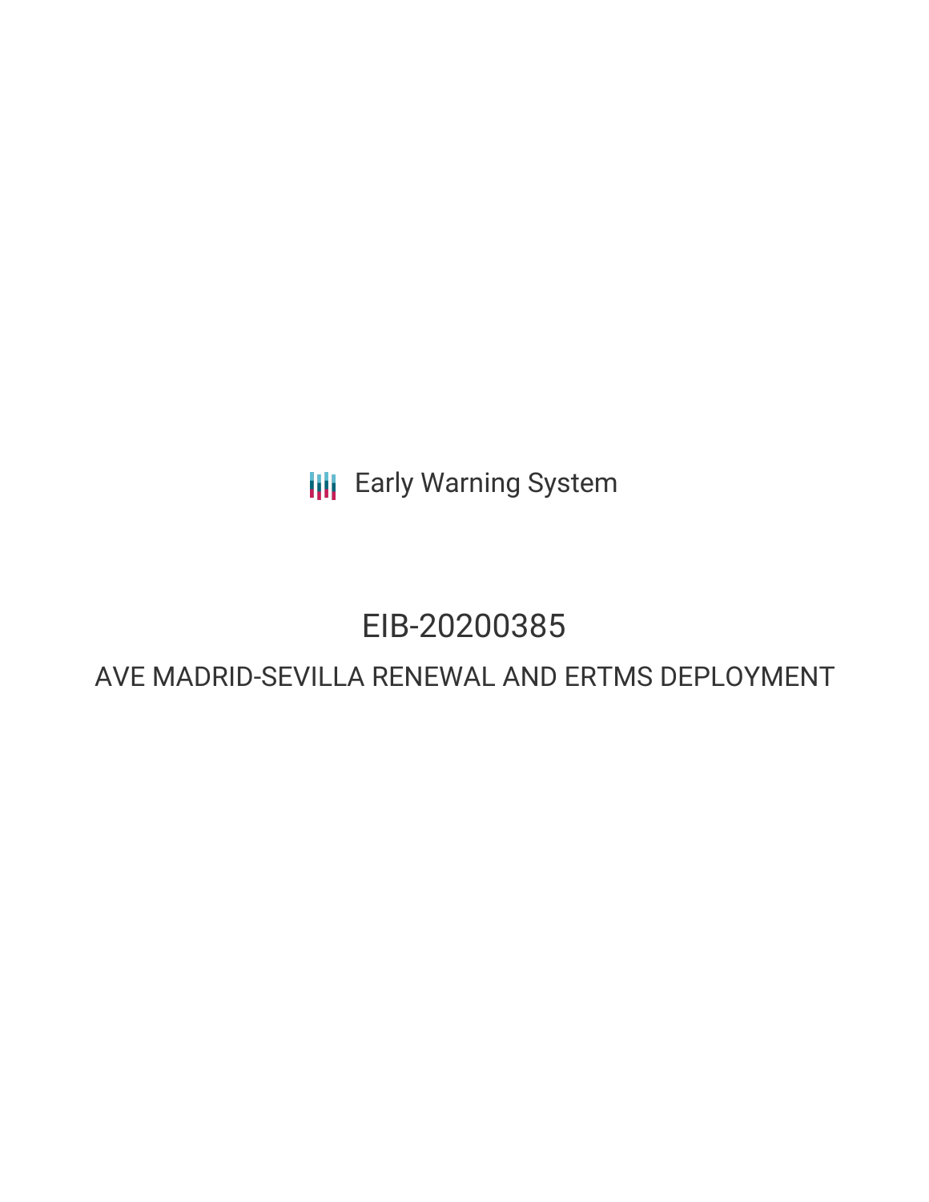Early Warning System

# EIB-20200385

## AVE MADRID-SEVILLA RENEWAL AND ERTMS DEPLOYMENT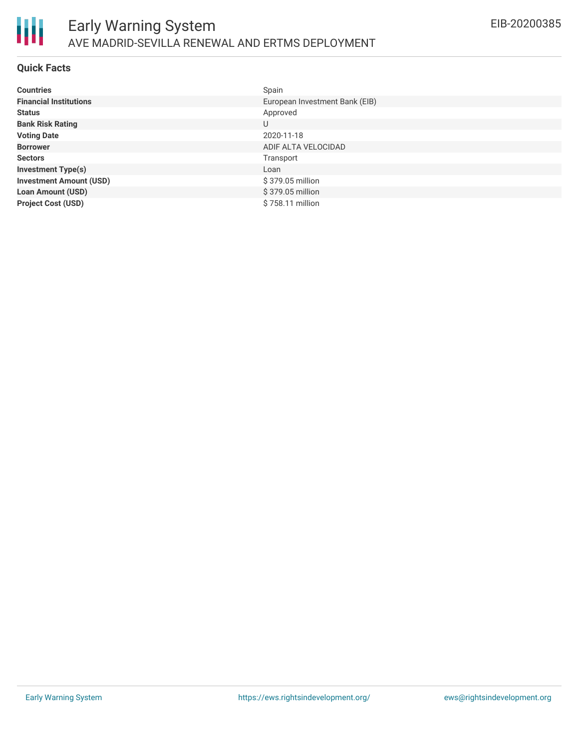## Quick Facts

| | |
|---|---|
| **Countries** | Spain |
| **Financial Institutions** | European Investment Bank (EIB) |
| **Status** | Approved |
| **Bank Risk Rating** | U |
| **Voting Date** | 2020-11-18 |
| **Borrower** | ADIF ALTA VELOCIDAD |
| **Sectors** | Transport |
| **Investment Type(s)** | Loan |
| **Investment Amount (USD)** | $ 379.05 million |
| **Loan Amount (USD)** | $ 379.05 million |
| **Project Cost (USD)** | $ 758.11 million |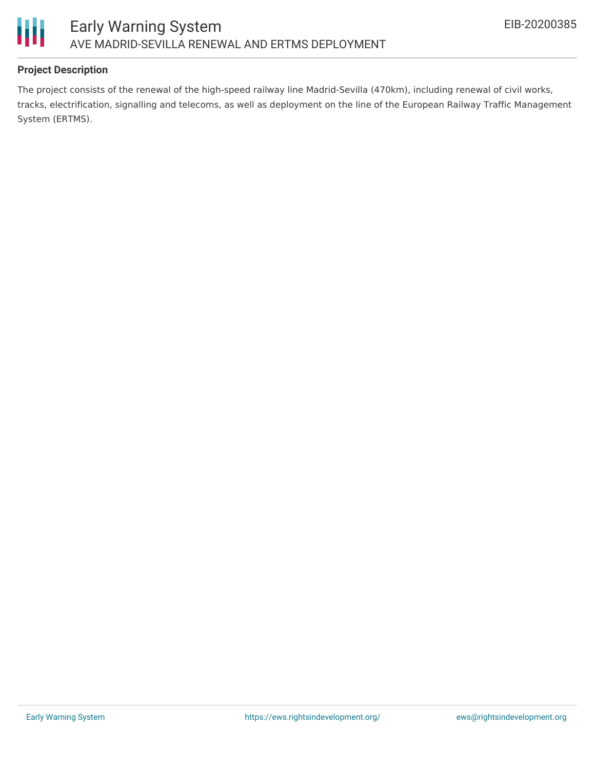### Project Description

The project consists of the renewal of the high-speed railway line Madrid-Sevilla (470km), including renewal of civil works, tracks, electrification, signalling and telecoms, as well as deployment on the line of the European Railway Traffic Management System (ERTMS).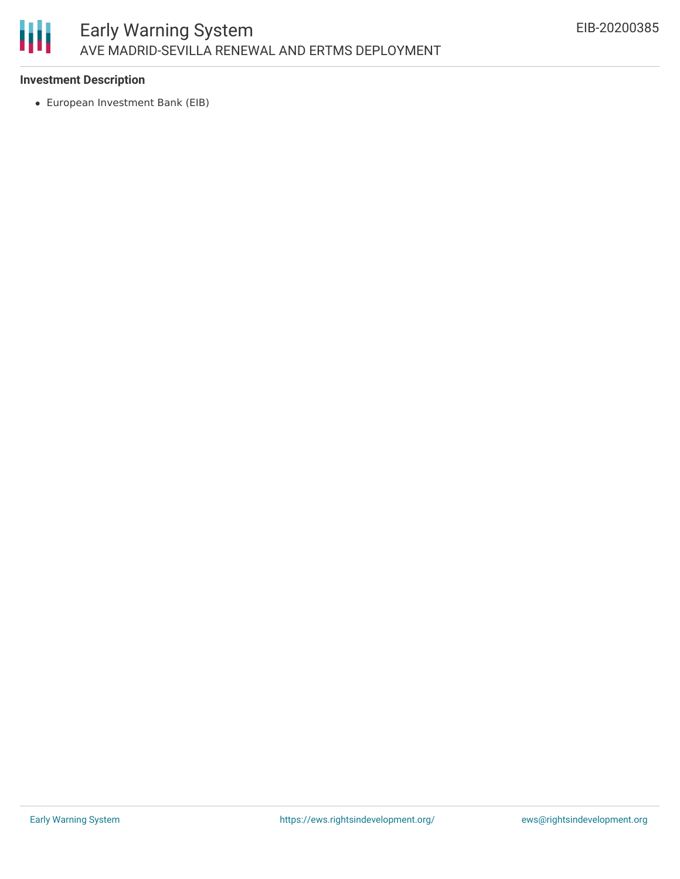**Investment Description**

- European Investment Bank (EIB)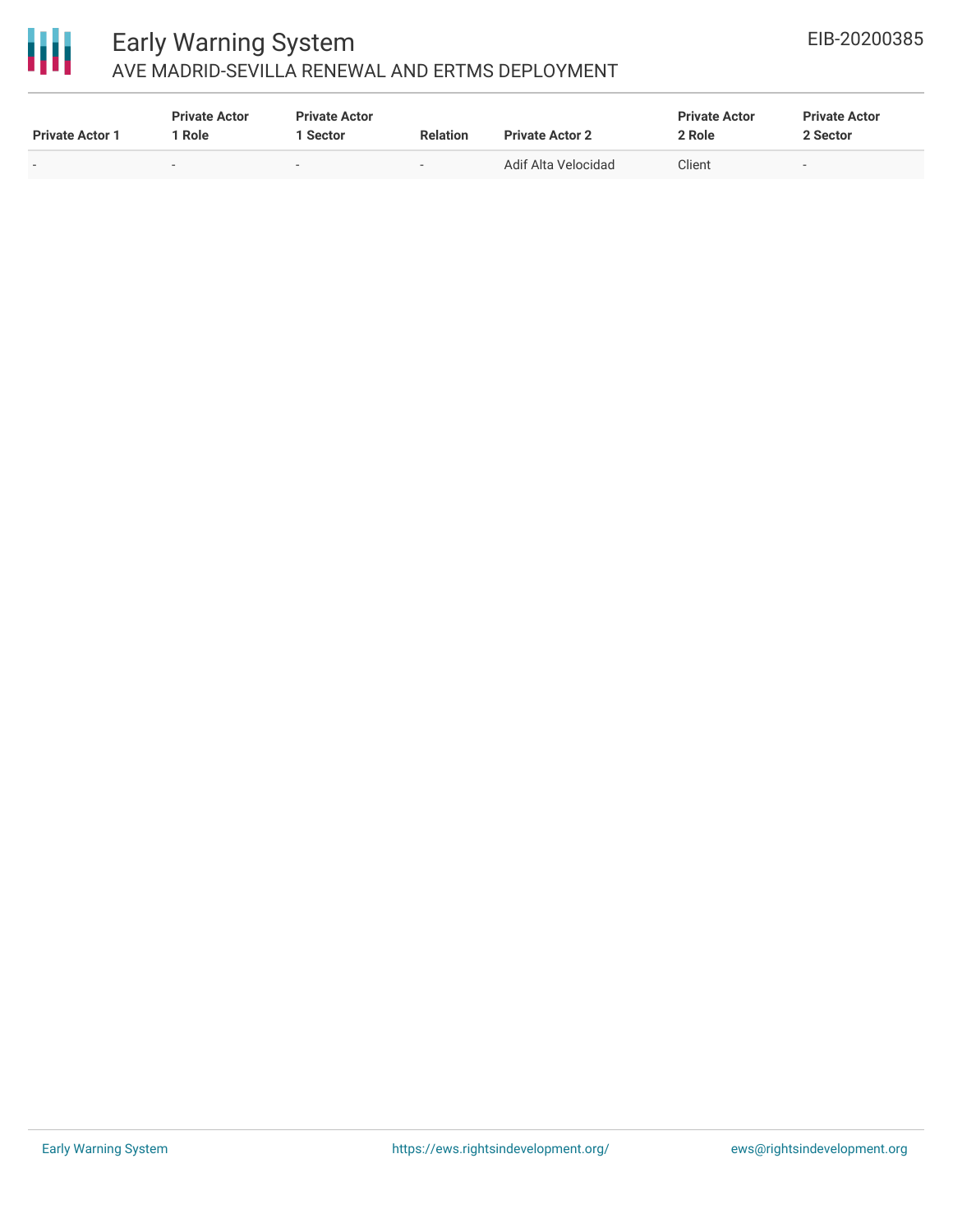| Private Actor 1 | Private Actor 1 Role | Private Actor 1 Sector | Relation | Private Actor 2 | Private Actor 2 Role | Private Actor 2 Sector |
|---|---|---|---|---|---|---|
| - | - | - | - | Adif Alta Velocidad | Client | - |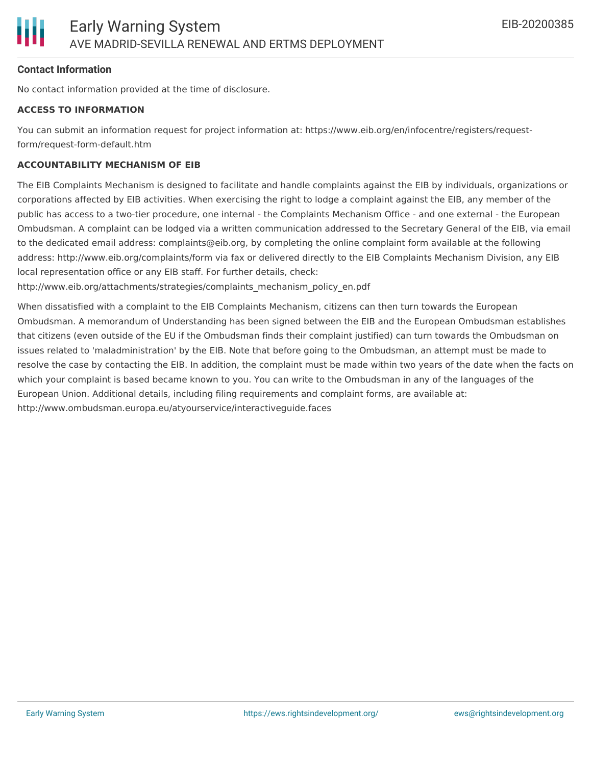**Contact Information**

No contact information provided at the time of disclosure.

**ACCESS TO INFORMATION**

You can submit an information request for project information at: https://www.eib.org/en/infocentre/registers/request-form/request-form-default.htm

**ACCOUNTABILITY MECHANISM OF EIB**

The EIB Complaints Mechanism is designed to facilitate and handle complaints against the EIB by individuals, organizations or corporations affected by EIB activities. When exercising the right to lodge a complaint against the EIB, any member of the public has access to a two-tier procedure, one internal - the Complaints Mechanism Office - and one external - the European Ombudsman. A complaint can be lodged via a written communication addressed to the Secretary General of the EIB, via email to the dedicated email address: complaints@eib.org, by completing the online complaint form available at the following address: http://www.eib.org/complaints/form via fax or delivered directly to the EIB Complaints Mechanism Division, any EIB local representation office or any EIB staff. For further details, check: http://www.eib.org/attachments/strategies/complaints_mechanism_policy_en.pdf

When dissatisfied with a complaint to the EIB Complaints Mechanism, citizens can then turn towards the European Ombudsman. A memorandum of Understanding has been signed between the EIB and the European Ombudsman establishes that citizens (even outside of the EU if the Ombudsman finds their complaint justified) can turn towards the Ombudsman on issues related to 'maladministration' by the EIB. Note that before going to the Ombudsman, an attempt must be made to resolve the case by contacting the EIB. In addition, the complaint must be made within two years of the date when the facts on which your complaint is based became known to you. You can write to the Ombudsman in any of the languages of the European Union. Additional details, including filing requirements and complaint forms, are available at: http://www.ombudsman.europa.eu/atyourservice/interactiveguide.faces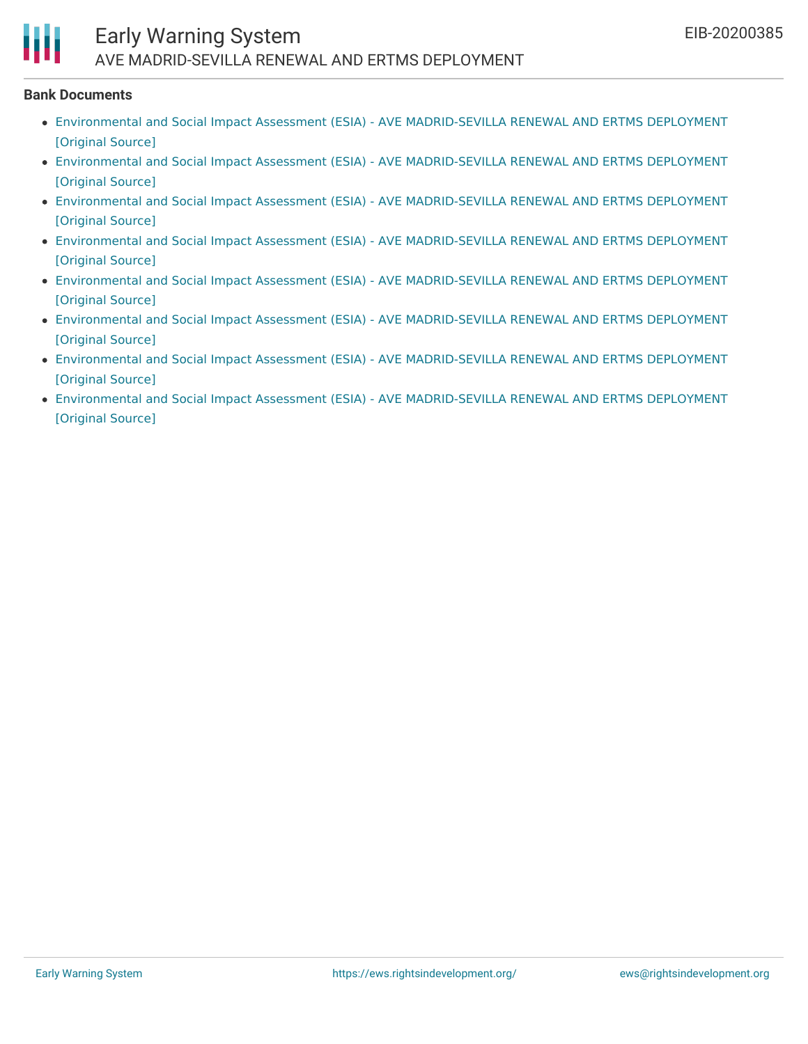**Bank Documents**

- Environmental and Social Impact Assessment (ESIA) - AVE MADRID-SEVILLA RENEWAL AND ERTMS DEPLOYMENT [Original Source]
- Environmental and Social Impact Assessment (ESIA) - AVE MADRID-SEVILLA RENEWAL AND ERTMS DEPLOYMENT [Original Source]
- Environmental and Social Impact Assessment (ESIA) - AVE MADRID-SEVILLA RENEWAL AND ERTMS DEPLOYMENT [Original Source]
- Environmental and Social Impact Assessment (ESIA) - AVE MADRID-SEVILLA RENEWAL AND ERTMS DEPLOYMENT [Original Source]
- Environmental and Social Impact Assessment (ESIA) - AVE MADRID-SEVILLA RENEWAL AND ERTMS DEPLOYMENT [Original Source]
- Environmental and Social Impact Assessment (ESIA) - AVE MADRID-SEVILLA RENEWAL AND ERTMS DEPLOYMENT [Original Source]
- Environmental and Social Impact Assessment (ESIA) - AVE MADRID-SEVILLA RENEWAL AND ERTMS DEPLOYMENT [Original Source]
- Environmental and Social Impact Assessment (ESIA) - AVE MADRID-SEVILLA RENEWAL AND ERTMS DEPLOYMENT [Original Source]